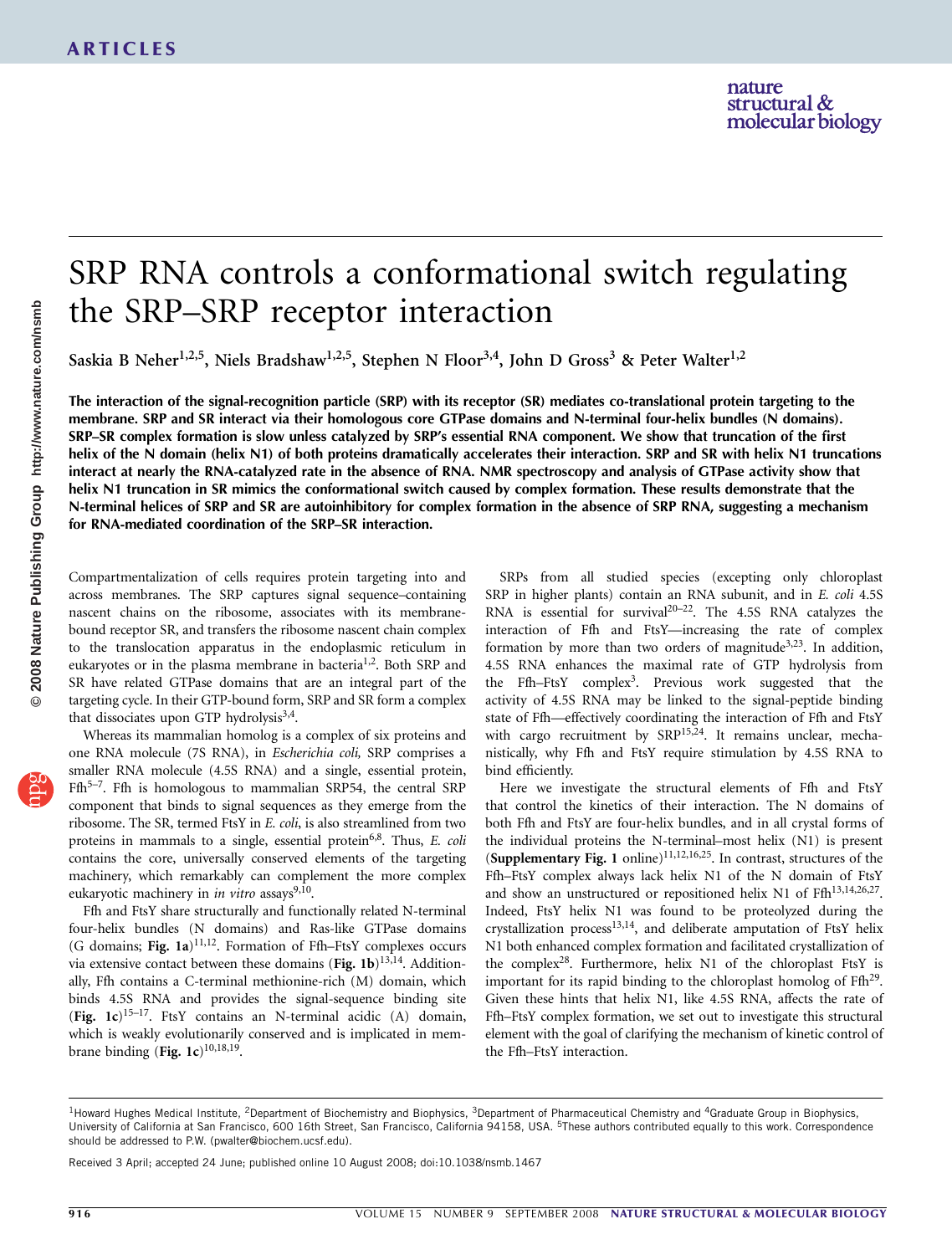# SRP RNA controls a conformational switch regulating the SRP–SRP receptor interaction

Saskia B Neher[1,2,5], Niels Bradshaw[1,2,5], Stephen N Floor[3,4], John D Gross[3] & Peter Walter[1,2]

**The interaction of the signal-recognition particle (SRP) with its receptor (SR) mediates co-translational protein targeting to the membrane. SRP and SR interact via their homologous core GTPase domains and N-terminal four-helix bundles (N domains). SRP–SR complex formation is slow unless catalyzed by SRP's essential RNA component. We show that truncation of the first helix of the N domain (helix N1) of both proteins dramatically accelerates their interaction. SRP and SR with helix N1 truncations interact at nearly the RNA-catalyzed rate in the absence of RNA. NMR spectroscopy and analysis of GTPase activity show that helix N1 truncation in SR mimics the conformational switch caused by complex formation. These results demonstrate that the N-terminal helices of SRP and SR are autoinhibitory for complex formation in the absence of SRP RNA, suggesting a mechanism for RNA-mediated coordination of the SRP–SR interaction.**

Compartmentalization of cells requires protein targeting into and across membranes. The SRP captures signal sequence–containing nascent chains on the ribosome, associates with its membrane-bound receptor SR, and transfers the ribosome nascent chain complex to the translocation apparatus in the endoplasmic reticulum in eukaryotes or in the plasma membrane in bacteria[1,2]. Both SRP and SR have related GTPase domains that are an integral part of the targeting cycle. In their GTP-bound form, SRP and SR form a complex that dissociates upon GTP hydrolysis[3,4].

Whereas its mammalian homolog is a complex of six proteins and one RNA molecule (7S RNA), in *Escherichia coli*, SRP comprises a smaller RNA molecule (4.5S RNA) and a single, essential protein, Ffh[5–7]. Ffh is homologous to mammalian SRP54, the central SRP component that binds to signal sequences as they emerge from the ribosome. The SR, termed FtsY in *E. coli*, is also streamlined from two proteins in mammals to a single, essential protein[6,8]. Thus, *E. coli* contains the core, universally conserved elements of the targeting machinery, which remarkably can complement the more complex eukaryotic machinery in *in vitro* assays[9,10].

Ffh and FtsY share structurally and functionally related N-terminal four-helix bundles (N domains) and Ras-like GTPase domains (G domains; **Fig. 1a**)[11,12]. Formation of Ffh–FtsY complexes occurs via extensive contact between these domains (**Fig. 1b**)[13,14]. Additionally, Ffh contains a C-terminal methionine-rich (M) domain, which binds 4.5S RNA and provides the signal-sequence binding site (**Fig. 1c**)[15–17]. FtsY contains an N-terminal acidic (A) domain, which is weakly evolutionarily conserved and is implicated in membrane binding (**Fig. 1c**)[10,18,19].

SRPs from all studied species (excepting only chloroplast SRP in higher plants) contain an RNA subunit, and in *E. coli* 4.5S RNA is essential for survival[20–22]. The 4.5S RNA catalyzes the interaction of Ffh and FtsY—increasing the rate of complex formation by more than two orders of magnitude[3,23]. In addition, 4.5S RNA enhances the maximal rate of GTP hydrolysis from the Ffh–FtsY complex[3]. Previous work suggested that the activity of 4.5S RNA may be linked to the signal-peptide binding state of Ffh—effectively coordinating the interaction of Ffh and FtsY with cargo recruitment by SRP[15,24]. It remains unclear, mechanistically, why Ffh and FtsY require stimulation by 4.5S RNA to bind efficiently.

Here we investigate the structural elements of Ffh and FtsY that control the kinetics of their interaction. The N domains of both Ffh and FtsY are four-helix bundles, and in all crystal forms of the individual proteins the N-terminal–most helix (N1) is present (**Supplementary Fig. 1** online)[11,12,16,25]. In contrast, structures of the Ffh–FtsY complex always lack helix N1 of the N domain of FtsY and show an unstructured or repositioned helix N1 of Ffh[13,14,26,27]. Indeed, FtsY helix N1 was found to be proteolyzed during the crystallization process[13,14], and deliberate amputation of FtsY helix N1 both enhanced complex formation and facilitated crystallization of the complex[28]. Furthermore, helix N1 of the chloroplast FtsY is important for its rapid binding to the chloroplast homolog of Ffh[29]. Given these hints that helix N1, like 4.5S RNA, affects the rate of Ffh–FtsY complex formation, we set out to investigate this structural element with the goal of clarifying the mechanism of kinetic control of the Ffh–FtsY interaction.

---

[1]Howard Hughes Medical Institute, [2]Department of Biochemistry and Biophysics, [3]Department of Pharmaceutical Chemistry and [4]Graduate Group in Biophysics, University of California at San Francisco, 600 16th Street, San Francisco, California 94158, USA. [5]These authors contributed equally to this work. Correspondence should be addressed to P.W. (pwalter@biochem.ucsf.edu).

Received 3 April; accepted 24 June; published online 10 August 2008; doi:10.1038/nsmb.1467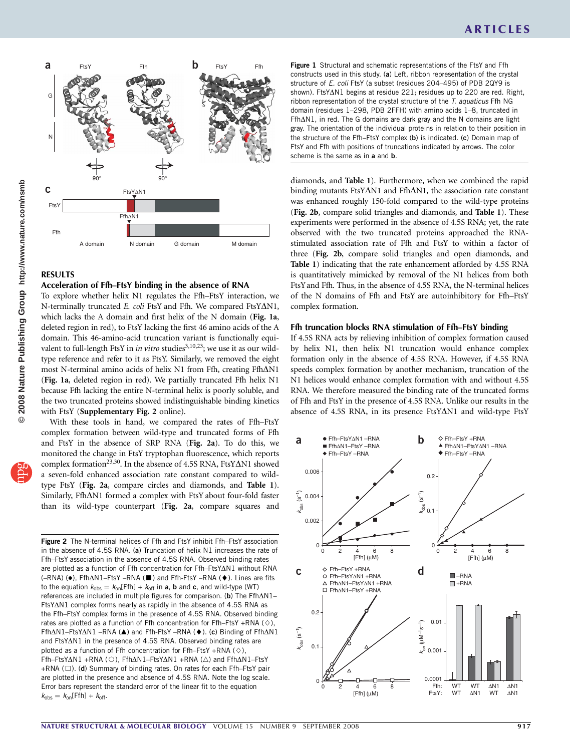Figure 1 Structural and schematic representations of the FtsY and Ffh constructs used in this study. (**a**) Left, ribbon representation of the crystal structure of *E. coli* FtsY (a subset (residues 204–495) of PDB 2QY9 is shown). FtsYΔN1 begins at residue 221; residues up to 220 are red. Right, ribbon representation of the crystal structure of the *T. aquaticus* Ffh NG domain (residues 1–298, PDB 2FFH) with amino acids 1–8, truncated in FfhΔN1, in red. The G domains are dark gray and the N domains are light gray. The orientation of the individual proteins in relation to their position in the structure of the Ffh–FtsY complex (**b**) is indicated. (**c**) Domain map of FtsY and Ffh with positions of truncations indicated by arrows. The color scheme is the same as in **a** and **b**.

## RESULTS

### Acceleration of Ffh–FtsY binding in the absence of RNA

To explore whether helix N1 regulates the Ffh–FtsY interaction, we N-terminally truncated *E. coli* FtsY and Ffh. We compared FtsYΔN1, which lacks the A domain and first helix of the N domain (**Fig. 1a**, deleted region in red), to FtsY lacking the first 46 amino acids of the A domain. This 46-amino-acid truncation variant is functionally equivalent to full-length FtsY in *in vitro* studies[3,10,23]; we use it as our wild-type reference and refer to it as FtsY. Similarly, we removed the eight most N-terminal amino acids of helix N1 from Ffh, creating FfhΔN1 (**Fig. 1a**, deleted region in red). We partially truncated Ffh helix N1 because Ffh lacking the entire N-terminal helix is poorly soluble, and the two truncated proteins showed indistinguishable binding kinetics with FtsY (**Supplementary Fig. 2** online).

With these tools in hand, we compared the rates of Ffh–FtsY complex formation between wild-type and truncated forms of Ffh and FtsY in the absence of SRP RNA (**Fig. 2a**). To do this, we monitored the change in FtsY tryptophan fluorescence, which reports complex formation[23,30]. In the absence of 4.5S RNA, FtsYΔN1 showed a seven-fold enhanced association rate constant compared to wild-type FtsY (**Fig. 2a**, compare circles and diamonds, and **Table 1**). Similarly, FfhΔN1 formed a complex with FtsY about four-fold faster than its wild-type counterpart (**Fig. 2a**, compare squares and diamonds, and **Table 1**). Furthermore, when we combined the rapid binding mutants FtsYΔN1 and FfhΔN1, the association rate constant was enhanced roughly 150-fold compared to the wild-type proteins (**Fig. 2b**, compare solid triangles and diamonds, and **Table 1**). These experiments were performed in the absence of 4.5S RNA; yet, the rate observed with the two truncated proteins approached the RNA-stimulated association rate of Ffh and FtsY to within a factor of three (**Fig. 2b**, compare solid triangles and open diamonds, and **Table 1**) indicating that the rate enhancement afforded by 4.5S RNA is quantitatively mimicked by removal of the N1 helices from both FtsY and Ffh. Thus, in the absence of 4.5S RNA, the N-terminal helices of the N domains of Ffh and FtsY are autoinhibitory for Ffh–FtsY complex formation.

### Ffh truncation blocks RNA stimulation of Ffh–FtsY binding

If 4.5S RNA acts by relieving inhibition of complex formation caused by helix N1, then helix N1 truncation would enhance complex formation only in the absence of 4.5S RNA. However, if 4.5S RNA speeds complex formation by another mechanism, truncation of the N1 helices would enhance complex formation with and without 4.5S RNA. We therefore measured the binding rate of the truncated forms of Ffh and FtsY in the presence of 4.5S RNA. Unlike our results in the absence of 4.5S RNA, in its presence FtsYΔN1 and wild-type FtsY

Figure 2 The N-terminal helices of Ffh and FtsY inhibit Ffh–FtsY association in the absence of 4.5S RNA. (**a**) Truncation of helix N1 increases the rate of Ffh–FtsY association in the absence of 4.5S RNA. Observed binding rates are plotted as a function of Ffh concentration for Ffh–FtsYΔN1 without RNA (–RNA) (●), FfhΔN1–FtsY –RNA (■) and Ffh-FtsY –RNA (♦). Lines are fits to the equation $k_{obs} = k_{on}[\text{Ffh}] + k_{off}$ in **a**, **b** and **c**, and wild-type (WT) references are included in multiple figures for comparison. (**b**) The FfhΔN1–FtsYΔN1 complex forms nearly as rapidly in the absence of 4.5S RNA as the Ffh–FtsY complex forms in the presence of 4.5S RNA. Observed binding rates are plotted as a function of Ffh concentration for Ffh–FtsY +RNA (◇), FfhΔN1–FtsYΔN1 –RNA (▲) and Ffh-FtsY –RNA (♦). (**c**) Binding of FfhΔN1 and FtsYΔN1 in the presence of 4.5S RNA. Observed binding rates are plotted as a function of Ffh concentration for Ffh–FtsY +RNA (◇), Ffh–FtsYΔN1 +RNA (○), FfhΔN1–FtsYΔN1 +RNA (△) and FfhΔN1–FtsY +RNA (□). (**d**) Summary of binding rates. On rates for each Ffh–FtsY pair are plotted in the presence and absence of 4.5S RNA. Note the log scale. Error bars represent the standard error of the linear fit to the equation $k_{obs} = k_{on}[\text{Ffh}] + k_{off}$.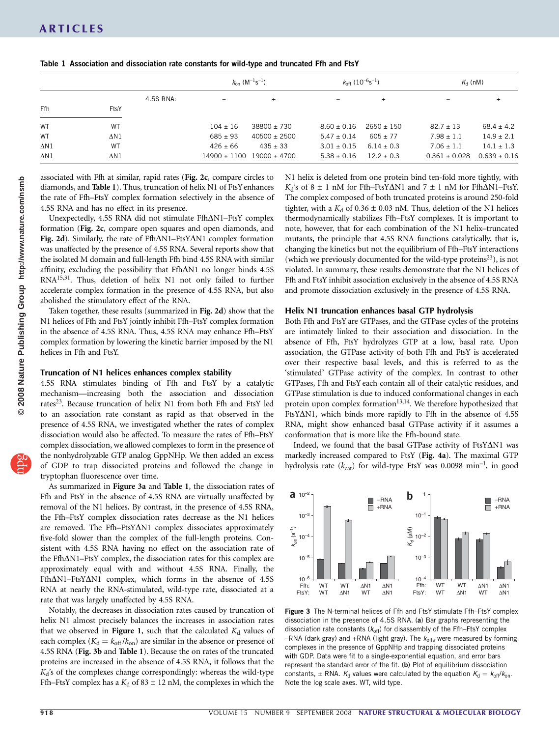Table 1 Association and dissociation rate constants for wild-type and truncated Ffh and FtsY

| Ffh | FtsY | $k_{on}$ ($M^{-1}s^{-1}$) – | $k_{on}$ ($M^{-1}s^{-1}$) + | $k_{off}$ ($10^{-6}s^{-1}$) – | $k_{off}$ ($10^{-6}s^{-1}$) + | $K_d$ (nM) – | $K_d$ (nM) + |
|---|---|---|---|---|---|---|---|
| WT | WT | 104 ± 16 | 38800 ± 730 | 8.60 ± 0.16 | 2650 ± 150 | 82.7 ± 13 | 68.4 ± 4.2 |
| WT | ΔN1 | 685 ± 93 | 40500 ± 2500 | 5.47 ± 0.14 | 605 ± 77 | 7.98 ± 1.1 | 14.9 ± 2.1 |
| ΔN1 | WT | 426 ± 66 | 435 ± 33 | 3.01 ± 0.15 | 6.14 ± 0.3 | 7.06 ± 1.1 | 14.1 ± 1.3 |
| ΔN1 | ΔN1 | 14900 ± 1100 | 19000 ± 4700 | 5.38 ± 0.16 | 12.2 ± 0.3 | 0.361 ± 0.028 | 0.639 ± 0.16 |

(–/+ refer to 4.5S RNA.)

associated with Ffh at similar, rapid rates (**Fig. 2c**, compare circles to diamonds, and **Table 1**). Thus, truncation of helix N1 of FtsY enhances the rate of Ffh–FtsY complex formation selectively in the absence of 4.5S RNA and has no effect in its presence.

Unexpectedly, 4.5S RNA did not stimulate FfhΔN1–FtsY complex formation (**Fig. 2c**, compare open squares and open diamonds, and **Fig. 2d**). Similarly, the rate of FfhΔN1–FtsYΔN1 complex formation was unaffected by the presence of 4.5S RNA. Several reports show that the isolated M domain and full-length Ffh bind 4.5S RNA with similar affinity, excluding the possibility that FfhΔN1 no longer binds 4.5S RNA[15,31]. Thus, deletion of helix N1 not only failed to further accelerate complex formation in the presence of 4.5S RNA, but also abolished the stimulatory effect of the RNA.

Taken together, these results (summarized in **Fig. 2d**) show that the N1 helices of Ffh and FtsY jointly inhibit Ffh–FtsY complex formation in the absence of 4.5S RNA. Thus, 4.5S RNA may enhance Ffh–FtsY complex formation by lowering the kinetic barrier imposed by the N1 helices in Ffh and FtsY.

### Truncation of N1 helices enhances complex stability

4.5S RNA stimulates binding of Ffh and FtsY by a catalytic mechanism—increasing both the association and dissociation rates[23]. Because truncation of helix N1 from both Ffh and FtsY led to an association rate constant as rapid as that observed in the presence of 4.5S RNA, we investigated whether the rates of complex dissociation would also be affected. To measure the rates of Ffh–FtsY complex dissociation, we allowed complexes to form in the presence of the nonhydrolyzable GTP analog GppNHp. We then added an excess of GDP to trap dissociated proteins and followed the change in tryptophan fluorescence over time.

As summarized in **Figure 3a** and **Table 1**, the dissociation rates of Ffh and FtsY in the absence of 4.5S RNA are virtually unaffected by removal of the N1 helices. By contrast, in the presence of 4.5S RNA, the Ffh–FtsY complex dissociation rates decrease as the N1 helices are removed. The Ffh–FtsYΔN1 complex dissociates approximately five-fold slower than the complex of the full-length proteins. Consistent with 4.5S RNA having no effect on the association rate of the FfhΔN1–FtsY complex, the dissociation rates for this complex are approximately equal with and without 4.5S RNA. Finally, the FfhΔN1–FtsYΔN1 complex, which forms in the absence of 4.5S RNA at nearly the RNA-stimulated, wild-type rate, dissociated at a rate that was largely unaffected by 4.5S RNA.

Notably, the decreases in dissociation rates caused by truncation of helix N1 almost precisely balances the increases in association rates that we observed in **Figure 1**, such that the calculated $K_d$ values of each complex ($K_d = k_{off}/k_{on}$) are similar in the absence or presence of 4.5S RNA (**Fig. 3b** and **Table 1**). Because the on rates of the truncated proteins are increased in the absence of 4.5S RNA, it follows that the $K_d$'s of the complexes change correspondingly: whereas the wild-type Ffh–FtsY complex has a $K_d$ of 83 ± 12 nM, the complexes in which the N1 helix is deleted from one protein bind ten-fold more tightly, with $K_d$'s of 8 ± 1 nM for Ffh–FtsYΔN1 and 7 ± 1 nM for FfhΔN1–FtsY. The complex composed of both truncated proteins is around 250-fold tighter, with a $K_d$ of 0.36 ± 0.03 nM. Thus, deletion of the N1 helices thermodynamically stabilizes Ffh–FtsY complexes. It is important to note, however, that for each combination of the N1 helix–truncated mutants, the principle that 4.5S RNA functions catalytically, that is, changing the kinetics but not the equilibrium of Ffh–FtsY interactions (which we previously documented for the wild-type proteins[23]), is not violated. In summary, these results demonstrate that the N1 helices of Ffh and FtsY inhibit association exclusively in the absence of 4.5S RNA and promote dissociation exclusively in the presence of 4.5S RNA.

### Helix N1 truncation enhances basal GTP hydrolysis

Both Ffh and FtsY are GTPases, and the GTPase cycles of the proteins are intimately linked to their association and dissociation. In the absence of Ffh, FtsY hydrolyzes GTP at a low, basal rate. Upon association, the GTPase activity of both Ffh and FtsY is accelerated over their respective basal levels, and this is referred to as the 'stimulated' GTPase activity of the complex. In contrast to other GTPases, Ffh and FtsY each contain all of their catalytic residues, and GTPase stimulation is due to induced conformational changes in each protein upon complex formation[13,14]. We therefore hypothesized that FtsYΔN1, which binds more rapidly to Ffh in the absence of 4.5S RNA, might show enhanced basal GTPase activity if it assumes a conformation that is more like the Ffh-bound state.

Indeed, we found that the basal GTPase activity of FtsYΔN1 was markedly increased compared to FtsY (**Fig. 4a**). The maximal GTP hydrolysis rate ($k_{cat}$) for wild-type FtsY was 0.0098 $min^{-1}$, in good

**Figure 3** The N-terminal helices of Ffh and FtsY stimulate Ffh–FtsY complex dissociation in the presence of 4.5S RNA. (**a**) Bar graphs representing the dissociation rate constants ($k_{off}$) for disassembly of the Ffh–FtsY complex –RNA (dark gray) and +RNA (light gray). The $k_{off}$s were measured by forming complexes in the presence of GppNHp and trapping dissociated proteins with GDP. Data were fit to a single-exponential equation, and error bars represent the standard error of the fit. (**b**) Plot of equilibrium dissociation constants, ± RNA. $K_d$ values were calculated by the equation $K_d = k_{off}/k_{on}$. Note the log scale axes. WT, wild type.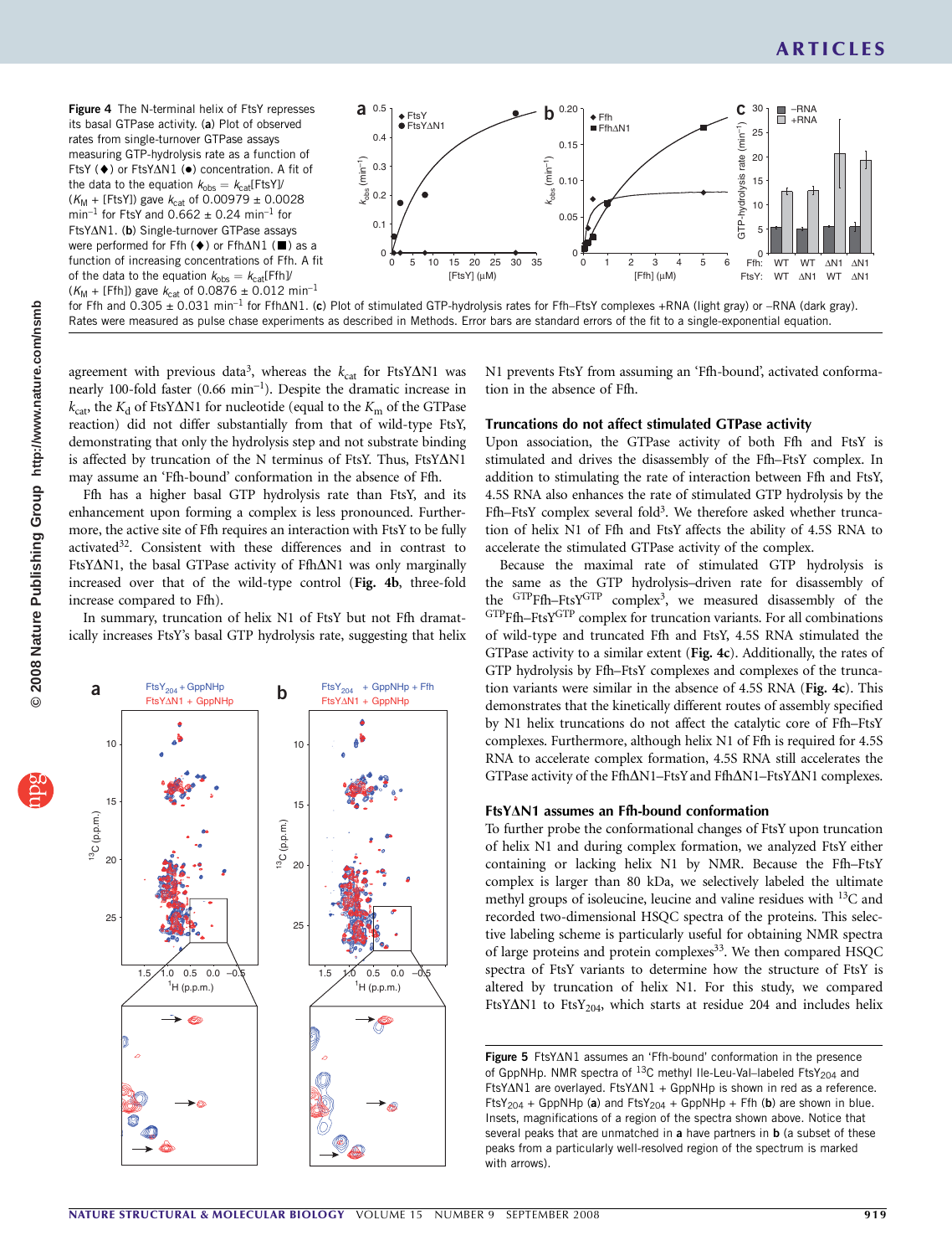Figure 4 The N-terminal helix of FtsY represses its basal GTPase activity. (**a**) Plot of observed rates from single-turnover GTPase assays measuring GTP-hydrolysis rate as a function of FtsY (♦) or FtsYΔN1 (●) concentration. A fit of the data to the equation $k_{obs} = k_{cat}[\text{FtsY}]/(K_M + [\text{FtsY}])$ gave $k_{cat}$ of 0.00979 ± 0.0028 $\text{min}^{-1}$ for FtsY and 0.662 ± 0.24 $\text{min}^{-1}$ for FtsYΔN1. (**b**) Single-turnover GTPase assays were performed for Ffh (♦) or FfhΔN1 (■) as a function of increasing concentrations of Ffh. A fit of the data to the equation $k_{obs} = k_{cat}[\text{Ffh}]/(K_M + [\text{Ffh}])$ gave $k_{cat}$ of 0.0876 ± 0.012 $\text{min}^{-1}$ for Ffh and 0.305 ± 0.031 $\text{min}^{-1}$ for FfhΔN1. (**c**) Plot of stimulated GTP-hydrolysis rates for Ffh–FtsY complexes +RNA (light gray) or –RNA (dark gray). Rates were measured as pulse chase experiments as described in Methods. Error bars are standard errors of the fit to a single-exponential equation.

agreement with previous data[3], whereas the $k_{cat}$ for FtsYΔN1 was nearly 100-fold faster (0.66 $\text{min}^{-1}$). Despite the dramatic increase in $k_{cat}$, the $K_d$ of FtsYΔN1 for nucleotide (equal to the $K_m$ of the GTPase reaction) did not differ substantially from that of wild-type FtsY, demonstrating that only the hydrolysis step and not substrate binding is affected by truncation of the N terminus of FtsY. Thus, FtsYΔN1 may assume an 'Ffh-bound' conformation in the absence of Ffh.

Ffh has a higher basal GTP hydrolysis rate than FtsY, and its enhancement upon forming a complex is less pronounced. Furthermore, the active site of Ffh requires an interaction with FtsY to be fully activated[32]. Consistent with these differences and in contrast to FtsYΔN1, the basal GTPase activity of FfhΔN1 was only marginally increased over that of the wild-type control (**Fig. 4b**, three-fold increase compared to Ffh).

In summary, truncation of helix N1 of FtsY but not Ffh dramatically increases FtsY's basal GTP hydrolysis rate, suggesting that helix N1 prevents FtsY from assuming an 'Ffh-bound', activated conformation in the absence of Ffh.

## Truncations do not affect stimulated GTPase activity

Upon association, the GTPase activity of both Ffh and FtsY is stimulated and drives the disassembly of the Ffh–FtsY complex. In addition to stimulating the rate of interaction between Ffh and FtsY, 4.5S RNA also enhances the rate of stimulated GTP hydrolysis by the Ffh–FtsY complex several fold[3]. We therefore asked whether truncation of helix N1 of Ffh and FtsY affects the ability of 4.5S RNA to accelerate the stimulated GTPase activity of the complex.

Because the maximal rate of stimulated GTP hydrolysis is the same as the GTP hydrolysis–driven rate for disassembly of the $^{\text{GTP}}$Ffh–FtsY$^{\text{GTP}}$ complex[3], we measured disassembly of the $^{\text{GTP}}$Ffh–FtsY$^{\text{GTP}}$ complex for truncation variants. For all combinations of wild-type and truncated Ffh and FtsY, 4.5S RNA stimulated the GTPase activity to a similar extent (**Fig. 4c**). Additionally, the rates of GTP hydrolysis by Ffh–FtsY complexes and complexes of the truncation variants were similar in the absence of 4.5S RNA (**Fig. 4c**). This demonstrates that the kinetically different routes of assembly specified by N1 helix truncations do not affect the catalytic core of Ffh–FtsY complexes. Furthermore, although helix N1 of Ffh is required for 4.5S RNA to accelerate complex formation, 4.5S RNA still accelerates the GTPase activity of the FfhΔN1–FtsY and FfhΔN1–FtsYΔN1 complexes.

## FtsYΔN1 assumes an Ffh-bound conformation

To further probe the conformational changes of FtsY upon truncation of helix N1 and during complex formation, we analyzed FtsY either containing or lacking helix N1 by NMR. Because the Ffh–FtsY complex is larger than 80 kDa, we selectively labeled the ultimate methyl groups of isoleucine, leucine and valine residues with $^{13}$C and recorded two-dimensional HSQC spectra of the proteins. This selective labeling scheme is particularly useful for obtaining NMR spectra of large proteins and protein complexes[33]. We then compared HSQC spectra of FtsY variants to determine how the structure of FtsY is altered by truncation of helix N1. For this study, we compared FtsYΔN1 to FtsY$_{204}$, which starts at residue 204 and includes helix

Figure 5 FtsYΔN1 assumes an 'Ffh-bound' conformation in the presence of GppNHp. NMR spectra of $^{13}$C methyl Ile-Leu-Val–labeled FtsY$_{204}$ and FtsYΔN1 are overlayed. FtsYΔN1 + GppNHp is shown in red as a reference. FtsY$_{204}$ + GppNHp (**a**) and FtsY$_{204}$ + GppNHp + Ffh (**b**) are shown in blue. Insets, magnifications of a region of the spectra shown above. Notice that several peaks that are unmatched in **a** have partners in **b** (a subset of these peaks from a particularly well-resolved region of the spectrum is marked with arrows).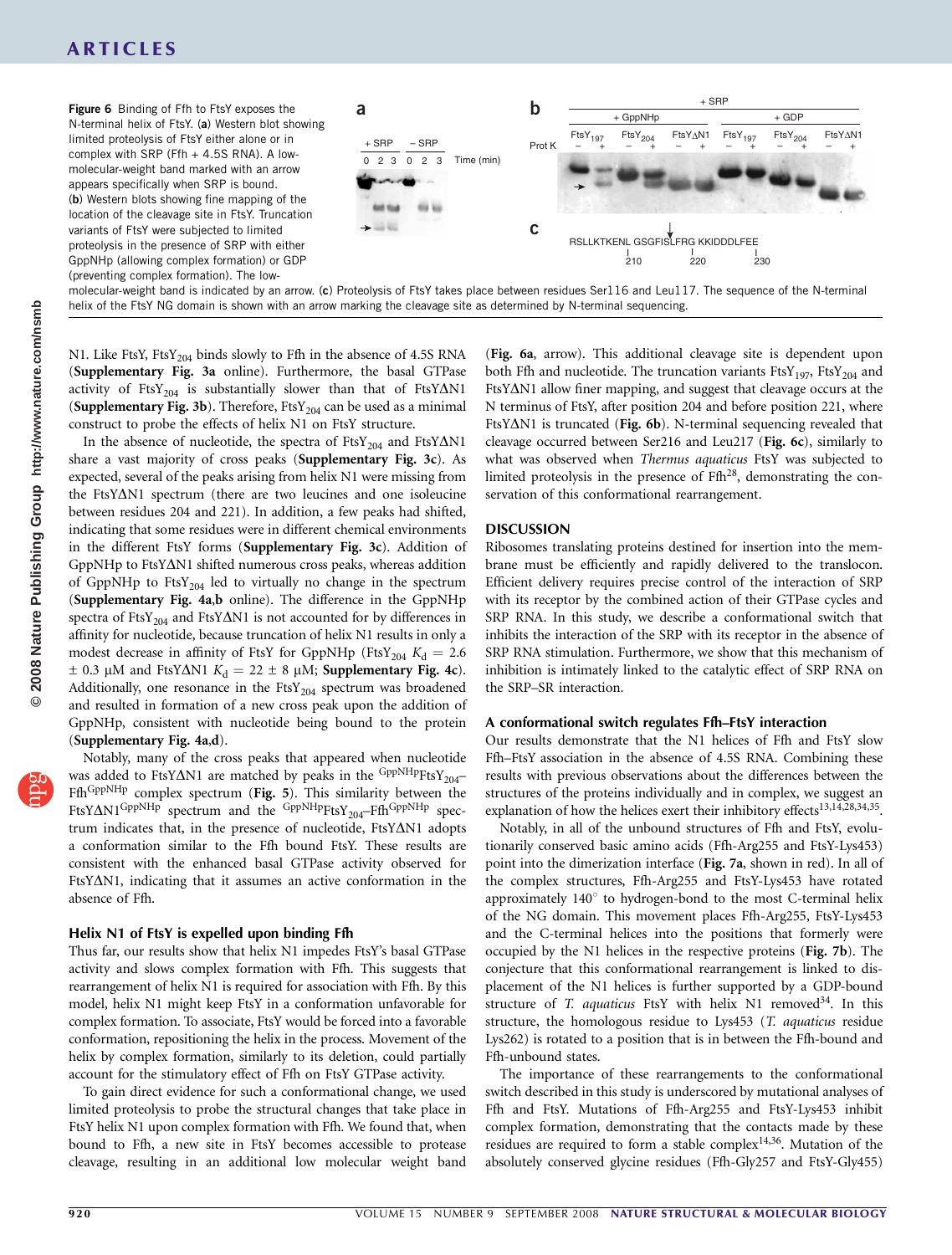**Figure 6** Binding of Ffh to FtsY exposes the N-terminal helix of FtsY. (**a**) Western blot showing limited proteolysis of FtsY either alone or in complex with SRP (Ffh + 4.5S RNA). A low-molecular-weight band marked with an arrow appears specifically when SRP is bound. (**b**) Western blots showing fine mapping of the location of the cleavage site in FtsY. Truncation variants of FtsY were subjected to limited proteolysis in the presence of SRP with either GppNHp (allowing complex formation) or GDP (preventing complex formation). The low-molecular-weight band is indicated by an arrow. (**c**) Proteolysis of FtsY takes place between residues Ser116 and Leu117. The sequence of the N-terminal helix of the FtsY NG domain is shown with an arrow marking the cleavage site as determined by N-terminal sequencing.

N1. Like FtsY, $FtsY_{204}$ binds slowly to Ffh in the absence of 4.5S RNA (**Supplementary Fig. 3a** online). Furthermore, the basal GTPase activity of $FtsY_{204}$ is substantially slower than that of FtsYΔN1 (**Supplementary Fig. 3b**). Therefore, $FtsY_{204}$ can be used as a minimal construct to probe the effects of helix N1 on FtsY structure.

In the absence of nucleotide, the spectra of $FtsY_{204}$ and FtsYΔN1 share a vast majority of cross peaks (**Supplementary Fig. 3c**). As expected, several of the peaks arising from helix N1 were missing from the FtsYΔN1 spectrum (there are two leucines and one isoleucine between residues 204 and 221). In addition, a few peaks had shifted, indicating that some residues were in different chemical environments in the different FtsY forms (**Supplementary Fig. 3c**). Addition of GppNHp to FtsYΔN1 shifted numerous cross peaks, whereas addition of GppNHp to $FtsY_{204}$ led to virtually no change in the spectrum (**Supplementary Fig. 4a,b** online). The difference in the GppNHp spectra of $FtsY_{204}$ and FtsYΔN1 is not accounted for by differences in affinity for nucleotide, because truncation of helix N1 results in only a modest decrease in affinity of FtsY for GppNHp ($FtsY_{204}$ $K_d$ = 2.6 ± 0.3 μM and FtsYΔN1 $K_d$ = 22 ± 8 μM; **Supplementary Fig. 4c**). Additionally, one resonance in the $FtsY_{204}$ spectrum was broadened and resulted in formation of a new cross peak upon the addition of GppNHp, consistent with nucleotide being bound to the protein (**Supplementary Fig. 4a,d**).

Notably, many of the cross peaks that appeared when nucleotide was added to FtsYΔN1 are matched by peaks in the $^{GppNHp}FtsY_{204}$–$Ffh^{GppNHp}$ complex spectrum (**Fig. 5**). This similarity between the $FtsY\Delta N1^{GppNHp}$ spectrum and the $^{GppNHp}FtsY_{204}$–$Ffh^{GppNHp}$ spectrum indicates that, in the presence of nucleotide, FtsYΔN1 adopts a conformation similar to the Ffh bound FtsY. These results are consistent with the enhanced basal GTPase activity observed for FtsYΔN1, indicating that it assumes an active conformation in the absence of Ffh.

### Helix N1 of FtsY is expelled upon binding Ffh

Thus far, our results show that helix N1 impedes FtsY's basal GTPase activity and slows complex formation with Ffh. This suggests that rearrangement of helix N1 is required for association with Ffh. By this model, helix N1 might keep FtsY in a conformation unfavorable for complex formation. To associate, FtsY would be forced into a favorable conformation, repositioning the helix in the process. Movement of the helix by complex formation, similarly to its deletion, could partially account for the stimulatory effect of Ffh on FtsY GTPase activity.

To gain direct evidence for such a conformational change, we used limited proteolysis to probe the structural changes that take place in FtsY helix N1 upon complex formation with Ffh. We found that, when bound to Ffh, a new site in FtsY becomes accessible to protease cleavage, resulting in an additional low molecular weight band (**Fig. 6a**, arrow). This additional cleavage site is dependent upon both Ffh and nucleotide. The truncation variants $FtsY_{197}$, $FtsY_{204}$ and FtsYΔN1 allow finer mapping, and suggest that cleavage occurs at the N terminus of FtsY, after position 204 and before position 221, where FtsYΔN1 is truncated (**Fig. 6b**). N-terminal sequencing revealed that cleavage occurred between Ser216 and Leu217 (**Fig. 6c**), similarly to what was observed when *Thermus aquaticus* FtsY was subjected to limited proteolysis in the presence of Ffh[28], demonstrating the conservation of this conformational rearrangement.

## DISCUSSION

Ribosomes translating proteins destined for insertion into the membrane must be efficiently and rapidly delivered to the translocon. Efficient delivery requires precise control of the interaction of SRP with its receptor by the combined action of their GTPase cycles and SRP RNA. In this study, we describe a conformational switch that inhibits the interaction of the SRP with its receptor in the absence of SRP RNA stimulation. Furthermore, we show that this mechanism of inhibition is intimately linked to the catalytic effect of SRP RNA on the SRP–SR interaction.

### A conformational switch regulates Ffh–FtsY interaction

Our results demonstrate that the N1 helices of Ffh and FtsY slow Ffh–FtsY association in the absence of 4.5S RNA. Combining these results with previous observations about the differences between the structures of the proteins individually and in complex, we suggest an explanation of how the helices exert their inhibitory effects[13,14,28,34,35].

Notably, in all of the unbound structures of Ffh and FtsY, evolutionarily conserved basic amino acids (Ffh-Arg255 and FtsY-Lys453) point into the dimerization interface (**Fig. 7a**, shown in red). In all of the complex structures, Ffh-Arg255 and FtsY-Lys453 have rotated approximately 140° to hydrogen-bond to the most C-terminal helix of the NG domain. This movement places Ffh-Arg255, FtsY-Lys453 and the C-terminal helices into the positions that formerly were occupied by the N1 helices in the respective proteins (**Fig. 7b**). The conjecture that this conformational rearrangement is linked to displacement of the N1 helices is further supported by a GDP-bound structure of *T. aquaticus* FtsY with helix N1 removed[34]. In this structure, the homologous residue to Lys453 (*T. aquaticus* residue Lys262) is rotated to a position that is in between the Ffh-bound and Ffh-unbound states.

The importance of these rearrangements to the conformational switch described in this study is underscored by mutational analyses of Ffh and FtsY. Mutations of Ffh-Arg255 and FtsY-Lys453 inhibit complex formation, demonstrating that the contacts made by these residues are required to form a stable complex[14,36]. Mutation of the absolutely conserved glycine residues (Ffh-Gly257 and FtsY-Gly455)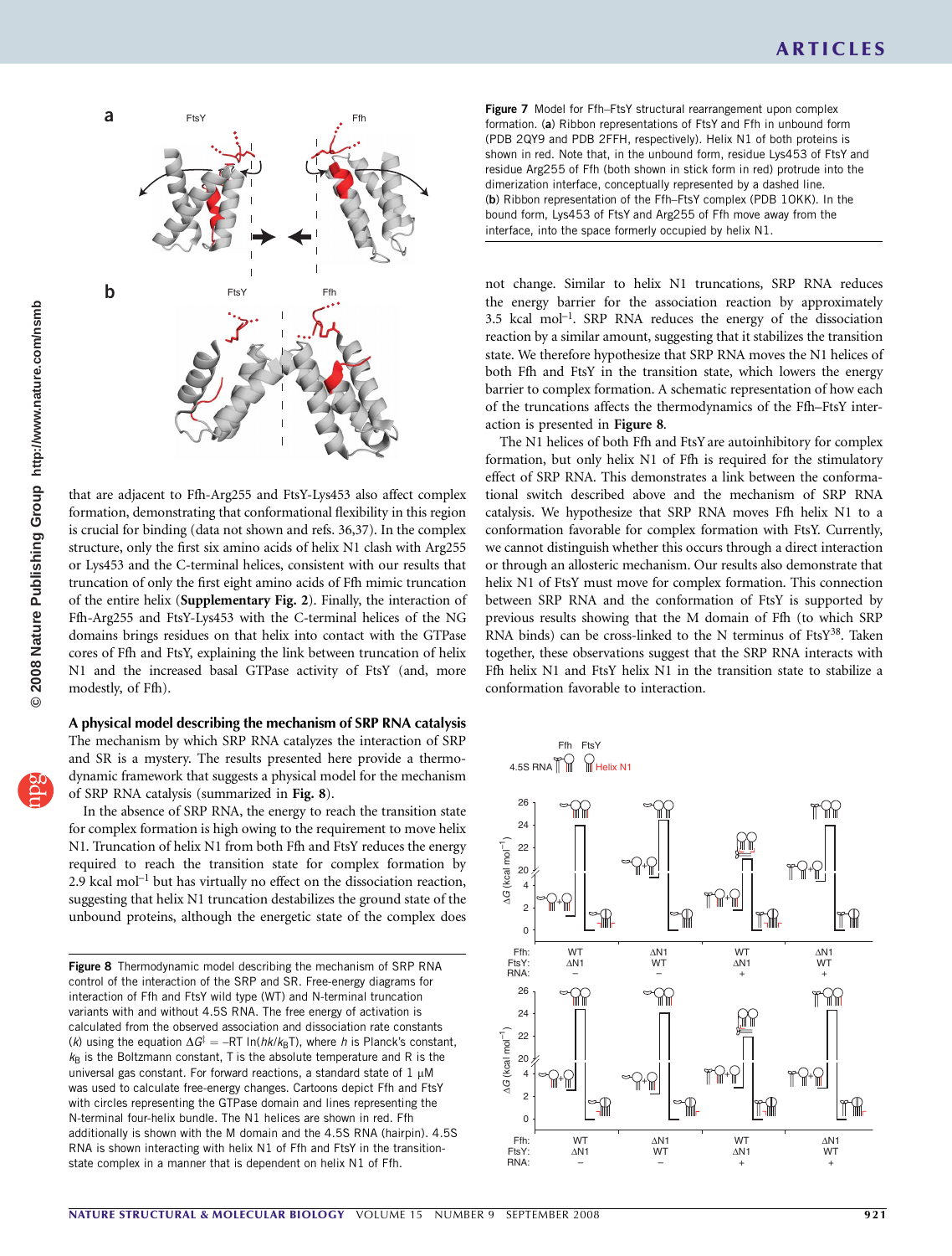Figure 7 Model for Ffh–FtsY structural rearrangement upon complex formation. (**a**) Ribbon representations of FtsY and Ffh in unbound form (PDB 2QY9 and PDB 2FFH, respectively). Helix N1 of both proteins is shown in red. Note that, in the unbound form, residue Lys453 of FtsY and residue Arg255 of Ffh (both shown in stick form in red) protrude into the dimerization interface, conceptually represented by a dashed line. (**b**) Ribbon representation of the Ffh–FtsY complex (PDB 1OKK). In the bound form, Lys453 of FtsY and Arg255 of Ffh move away from the interface, into the space formerly occupied by helix N1.

that are adjacent to Ffh-Arg255 and FtsY-Lys453 also affect complex formation, demonstrating that conformational flexibility in this region is crucial for binding (data not shown and refs. 36,37). In the complex structure, only the first six amino acids of helix N1 clash with Arg255 or Lys453 and the C-terminal helices, consistent with our results that truncation of only the first eight amino acids of Ffh mimic truncation of the entire helix (**Supplementary Fig. 2**). Finally, the interaction of Ffh-Arg255 and FtsY-Lys453 with the C-terminal helices of the NG domains brings residues on that helix into contact with the GTPase cores of Ffh and FtsY, explaining the link between truncation of helix N1 and the increased basal GTPase activity of FtsY (and, more modestly, of Ffh).

### A physical model describing the mechanism of SRP RNA catalysis

The mechanism by which SRP RNA catalyzes the interaction of SRP and SR is a mystery. The results presented here provide a thermodynamic framework that suggests a physical model for the mechanism of SRP RNA catalysis (summarized in **Fig. 8**).

In the absence of SRP RNA, the energy to reach the transition state for complex formation is high owing to the requirement to move helix N1. Truncation of helix N1 from both Ffh and FtsY reduces the energy required to reach the transition state for complex formation by 2.9 kcal mol$^{-1}$ but has virtually no effect on the dissociation reaction, suggesting that helix N1 truncation destabilizes the ground state of the unbound proteins, although the energetic state of the complex does not change. Similar to helix N1 truncations, SRP RNA reduces the energy barrier for the association reaction by approximately 3.5 kcal mol$^{-1}$. SRP RNA reduces the energy of the dissociation reaction by a similar amount, suggesting that it stabilizes the transition state. We therefore hypothesize that SRP RNA moves the N1 helices of both Ffh and FtsY in the transition state, which lowers the energy barrier to complex formation. A schematic representation of how each of the truncations affects the thermodynamics of the Ffh–FtsY interaction is presented in **Figure 8**.

The N1 helices of both Ffh and FtsY are autoinhibitory for complex formation, but only helix N1 of Ffh is required for the stimulatory effect of SRP RNA. This demonstrates a link between the conformational switch described above and the mechanism of SRP RNA catalysis. We hypothesize that SRP RNA moves Ffh helix N1 to a conformation favorable for complex formation with FtsY. Currently, we cannot distinguish whether this occurs through a direct interaction or through an allosteric mechanism. Our results also demonstrate that helix N1 of FtsY must move for complex formation. This connection between SRP RNA and the conformation of FtsY is supported by previous results showing that the M domain of Ffh (to which SRP RNA binds) can be cross-linked to the N terminus of FtsY[38]. Taken together, these observations suggest that the SRP RNA interacts with Ffh helix N1 and FtsY helix N1 in the transition state to stabilize a conformation favorable to interaction.

Figure 8 Thermodynamic model describing the mechanism of SRP RNA control of the interaction of the SRP and SR. Free-energy diagrams for interaction of Ffh and FtsY wild type (WT) and N-terminal truncation variants with and without 4.5S RNA. The free energy of activation is calculated from the observed association and dissociation rate constants ($k$) using the equation $\Delta G^{\ddagger} = -RT\ \ln(hk/k_BT)$, where $h$ is Planck's constant, $k_B$ is the Boltzmann constant, T is the absolute temperature and R is the universal gas constant. For forward reactions, a standard state of 1 μM was used to calculate free-energy changes. Cartoons depict Ffh and FtsY with circles representing the GTPase domain and lines representing the N-terminal four-helix bundle. The N1 helices are shown in red. Ffh additionally is shown with the M domain and the 4.5S RNA (hairpin). 4.5S RNA is shown interacting with helix N1 of Ffh and FtsY in the transition-state complex in a manner that is dependent on helix N1 of Ffh.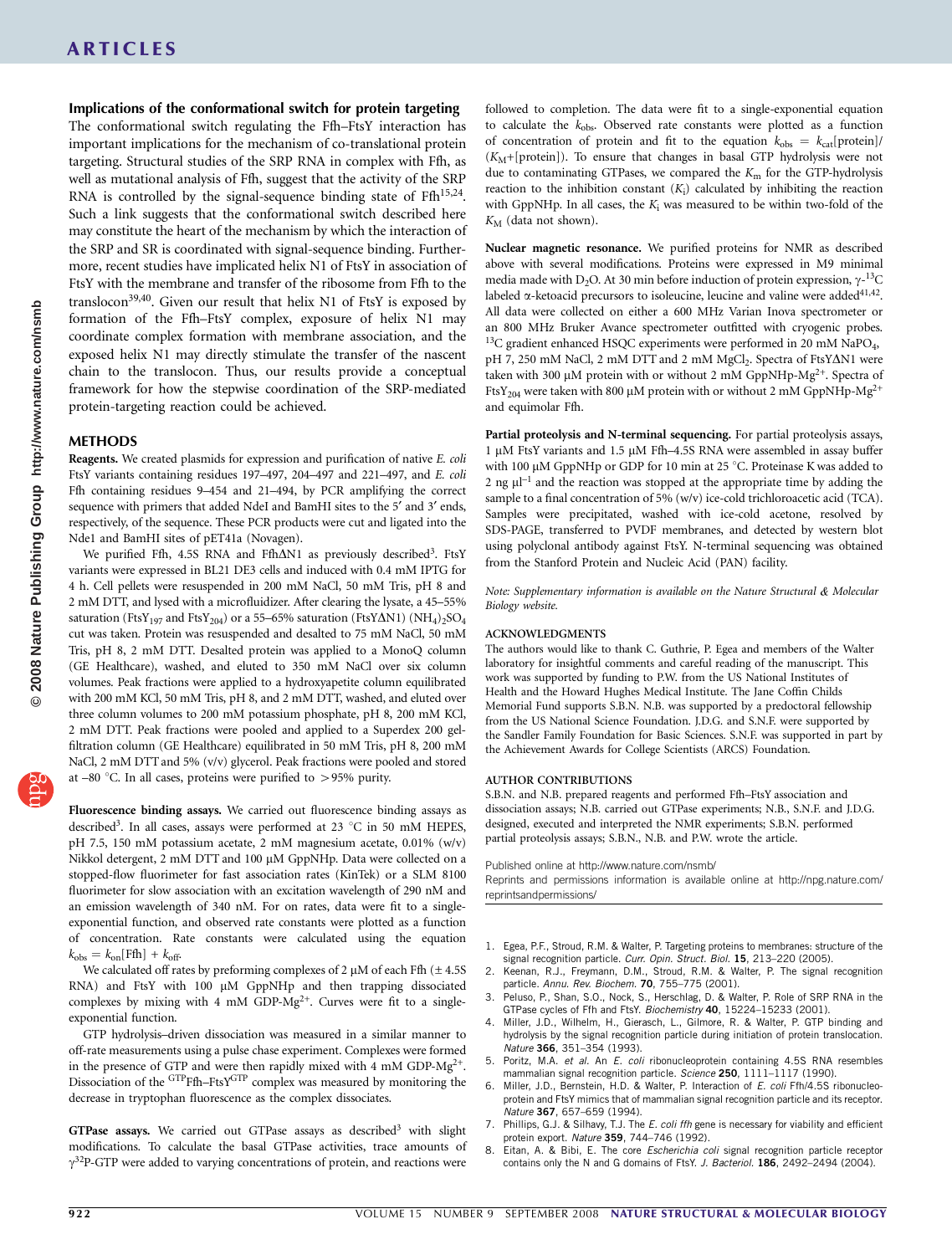### Implications of the conformational switch for protein targeting

The conformational switch regulating the Ffh–FtsY interaction has important implications for the mechanism of co-translational protein targeting. Structural studies of the SRP RNA in complex with Ffh, as well as mutational analysis of Ffh, suggest that the activity of the SRP RNA is controlled by the signal-sequence binding state of Ffh[15,24]. Such a link suggests that the conformational switch described here may constitute the heart of the mechanism by which the interaction of the SRP and SR is coordinated with signal-sequence binding. Furthermore, recent studies have implicated helix N1 of FtsY in association of FtsY with the membrane and transfer of the ribosome from Ffh to the translocon[39,40]. Given our result that helix N1 of FtsY is exposed by formation of the Ffh–FtsY complex, exposure of helix N1 may coordinate complex formation with membrane association, and the exposed helix N1 may directly stimulate the transfer of the nascent chain to the translocon. Thus, our results provide a conceptual framework for how the stepwise coordination of the SRP-mediated protein-targeting reaction could be achieved.

## METHODS

**Reagents.** We created plasmids for expression and purification of native *E. coli* FtsY variants containing residues 197–497, 204–497 and 221–497, and *E. coli* Ffh containing residues 9–454 and 21–494, by PCR amplifying the correct sequence with primers that added NdeI and BamHI sites to the 5′ and 3′ ends, respectively, of the sequence. These PCR products were cut and ligated into the Nde1 and BamHI sites of pET41a (Novagen).

We purified Ffh, 4.5S RNA and FfhΔN1 as previously described[3]. FtsY variants were expressed in BL21 DE3 cells and induced with 0.4 mM IPTG for 4 h. Cell pellets were resuspended in 200 mM NaCl, 50 mM Tris, pH 8 and 2 mM DTT, and lysed with a microfluidizer. After clearing the lysate, a 45–55% saturation ($FtsY_{197}$ and $FtsY_{204}$) or a 55–65% saturation (FtsYΔN1) $(NH_4)_2SO_4$ cut was taken. Protein was resuspended and desalted to 75 mM NaCl, 50 mM Tris, pH 8, 2 mM DTT. Desalted protein was applied to a MonoQ column (GE Healthcare), washed, and eluted to 350 mM NaCl over six column volumes. Peak fractions were applied to a hydroxyapetite column equilibrated with 200 mM KCl, 50 mM Tris, pH 8, and 2 mM DTT, washed, and eluted over three column volumes to 200 mM potassium phosphate, pH 8, 200 mM KCl, 2 mM DTT. Peak fractions were pooled and applied to a Superdex 200 gel-filtration column (GE Healthcare) equilibrated in 50 mM Tris, pH 8, 200 mM NaCl, 2 mM DTT and 5% (v/v) glycerol. Peak fractions were pooled and stored at –80 °C. In all cases, proteins were purified to >95% purity.

**Fluorescence binding assays.** We carried out fluorescence binding assays as described[3]. In all cases, assays were performed at 23 °C in 50 mM HEPES, pH 7.5, 150 mM potassium acetate, 2 mM magnesium acetate, 0.01% (w/v) Nikkol detergent, 2 mM DTT and 100 μM GppNHp. Data were collected on a stopped-flow fluorimeter for fast association rates (KinTek) or a SLM 8100 fluorimeter for slow association with an excitation wavelength of 290 nM and an emission wavelength of 340 nM. For on rates, data were fit to a single-exponential function, and observed rate constants were plotted as a function of concentration. Rate constants were calculated using the equation $k_{obs} = k_{on}[\text{Ffh}] + k_{off}$.

We calculated off rates by preforming complexes of 2 μM of each Ffh (± 4.5S RNA) and FtsY with 100 μM GppNHp and then trapping dissociated complexes by mixing with 4 mM GDP-$Mg^{2+}$. Curves were fit to a single-exponential function.

GTP hydrolysis–driven dissociation was measured in a similar manner to off-rate measurements using a pulse chase experiment. Complexes were formed in the presence of GTP and were then rapidly mixed with 4 mM GDP-$Mg^{2+}$. Dissociation of the $^{GTP}$Ffh–FtsY$^{GTP}$ complex was measured by monitoring the decrease in tryptophan fluorescence as the complex dissociates.

**GTPase assays.** We carried out GTPase assays as described[3] with slight modifications. To calculate the basal GTPase activities, trace amounts of $\gamma^{32}$P-GTP were added to varying concentrations of protein, and reactions were followed to completion. The data were fit to a single-exponential equation to calculate the $k_{obs}$. Observed rate constants were plotted as a function of concentration of protein and fit to the equation $k_{obs} = k_{cat}[\text{protein}]/(K_M+[\text{protein}])$. To ensure that changes in basal GTP hydrolysis were not due to contaminating GTPases, we compared the $K_m$ for the GTP-hydrolysis reaction to the inhibition constant ($K_i$) calculated by inhibiting the reaction with GppNHp. In all cases, the $K_i$ was measured to be within two-fold of the $K_M$ (data not shown).

**Nuclear magnetic resonance.** We purified proteins for NMR as described above with several modifications. Proteins were expressed in M9 minimal media made with $D_2O$. At 30 min before induction of protein expression, $\gamma$-$^{13}$C labeled α-ketoacid precursors to isoleucine, leucine and valine were added[41,42]. All data were collected on either a 600 MHz Varian Inova spectrometer or an 800 MHz Bruker Avance spectrometer outfitted with cryogenic probes. $^{13}$C gradient enhanced HSQC experiments were performed in 20 mM $NaPO_4$, pH 7, 250 mM NaCl, 2 mM DTT and 2 mM $MgCl_2$. Spectra of FtsYΔN1 were taken with 300 μM protein with or without 2 mM GppNHp-$Mg^{2+}$. Spectra of $FtsY_{204}$ were taken with 800 μM protein with or without 2 mM GppNHp-$Mg^{2+}$ and equimolar Ffh.

**Partial proteolysis and N-terminal sequencing.** For partial proteolysis assays, 1 μM FtsY variants and 1.5 μM Ffh–4.5S RNA were assembled in assay buffer with 100 μM GppNHp or GDP for 10 min at 25 °C. Proteinase K was added to 2 ng $\mu l^{-1}$ and the reaction was stopped at the appropriate time by adding the sample to a final concentration of 5% (w/v) ice-cold trichloroacetic acid (TCA). Samples were precipitated, washed with ice-cold acetone, resolved by SDS-PAGE, transferred to PVDF membranes, and detected by western blot using polyclonal antibody against FtsY. N-terminal sequencing was obtained from the Stanford Protein and Nucleic Acid (PAN) facility.

*Note: Supplementary information is available on the Nature Structural & Molecular Biology website.*

#### ACKNOWLEDGMENTS

The authors would like to thank C. Guthrie, P. Egea and members of the Walter laboratory for insightful comments and careful reading of the manuscript. This work was supported by funding to P.W. from the US National Institutes of Health and the Howard Hughes Medical Institute. The Jane Coffin Childs Memorial Fund supports S.B.N. N.B. was supported by a predoctoral fellowship from the US National Science Foundation. J.D.G. and S.N.F. were supported by the Sandler Family Foundation for Basic Sciences. S.N.F. was supported in part by the Achievement Awards for College Scientists (ARCS) Foundation.

#### AUTHOR CONTRIBUTIONS

S.B.N. and N.B. prepared reagents and performed Ffh–FtsY association and dissociation assays; N.B. carried out GTPase experiments; N.B., S.N.F. and J.D.G. designed, executed and interpreted the NMR experiments; S.B.N. performed partial proteolysis assays; S.B.N., N.B. and P.W. wrote the article.

Published online at http://www.nature.com/nsmb/
Reprints and permissions information is available online at http://npg.nature.com/reprintsandpermissions/

1. Egea, P.F., Stroud, R.M. & Walter, P. Targeting proteins to membranes: structure of the signal recognition particle. *Curr. Opin. Struct. Biol.* **15**, 213–220 (2005).
2. Keenan, R.J., Freymann, D.M., Stroud, R.M. & Walter, P. The signal recognition particle. *Annu. Rev. Biochem.* **70**, 755–775 (2001).
3. Peluso, P., Shan, S.O., Nock, S., Herschlag, D. & Walter, P. Role of SRP RNA in the GTPase cycles of Ffh and FtsY. *Biochemistry* **40**, 15224–15233 (2001).
4. Miller, J.D., Wilhelm, H., Gierasch, L., Gilmore, R. & Walter, P. GTP binding and hydrolysis by the signal recognition particle during initiation of protein translocation. *Nature* **366**, 351–354 (1993).
5. Poritz, M.A. *et al.* An *E. coli* ribonucleoprotein containing 4.5S RNA resembles mammalian signal recognition particle. *Science* **250**, 1111–1117 (1990).
6. Miller, J.D., Bernstein, H.D. & Walter, P. Interaction of *E. coli* Ffh/4.5S ribonucleoprotein and FtsY mimics that of mammalian signal recognition particle and its receptor. *Nature* **367**, 657–659 (1994).
7. Phillips, G.J. & Silhavy, T.J. The *E. coli ffh* gene is necessary for viability and efficient protein export. *Nature* **359**, 744–746 (1992).
8. Eitan, A. & Bibi, E. The core *Escherichia coli* signal recognition particle receptor contains only the N and G domains of FtsY. *J. Bacteriol.* **186**, 2492–2494 (2004).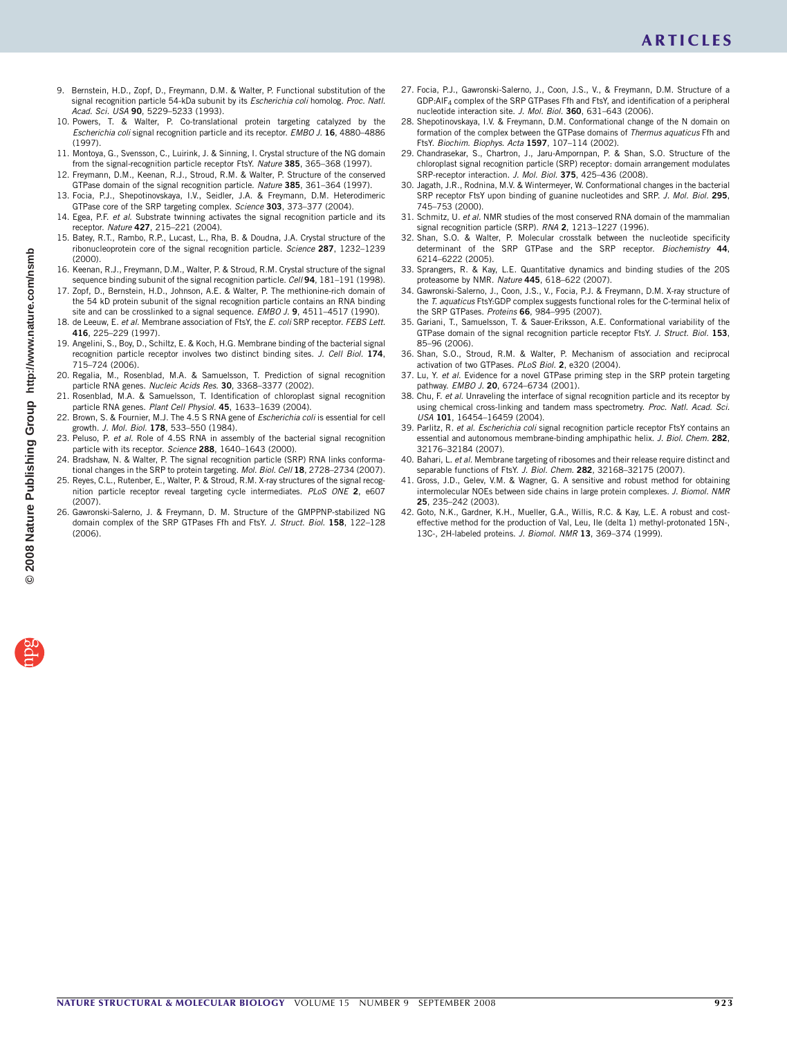9. Bernstein, H.D., Zopf, D., Freymann, D.M. & Walter, P. Functional substitution of the signal recognition particle 54-kDa subunit by its *Escherichia coli* homolog. *Proc. Natl. Acad. Sci. USA* **90**, 5229–5233 (1993).
10. Powers, T. & Walter, P. Co-translational protein targeting catalyzed by the *Escherichia coli* signal recognition particle and its receptor. *EMBO J.* **16**, 4880–4886 (1997).
11. Montoya, G., Svensson, C., Luirink, J. & Sinning, I. Crystal structure of the NG domain from the signal-recognition particle receptor FtsY. *Nature* **385**, 365–368 (1997).
12. Freymann, D.M., Keenan, R.J., Stroud, R.M. & Walter, P. Structure of the conserved GTPase domain of the signal recognition particle. *Nature* **385**, 361–364 (1997).
13. Focia, P.J., Shepotinovskaya, I.V., Seidler, J.A. & Freymann, D.M. Heterodimeric GTPase core of the SRP targeting complex. *Science* **303**, 373–377 (2004).
14. Egea, P.F. *et al.* Substrate twinning activates the signal recognition particle and its receptor. *Nature* **427**, 215–221 (2004).
15. Batey, R.T., Rambo, R.P., Lucast, L., Rha, B. & Doudna, J.A. Crystal structure of the ribonucleoprotein core of the signal recognition particle. *Science* **287**, 1232–1239 (2000).
16. Keenan, R.J., Freymann, D.M., Walter, P. & Stroud, R.M. Crystal structure of the signal sequence binding subunit of the signal recognition particle. *Cell* **94**, 181–191 (1998).
17. Zopf, D., Bernstein, H.D., Johnson, A.E. & Walter, P. The methionine-rich domain of the 54 kD protein subunit of the signal recognition particle contains an RNA binding site and can be crosslinked to a signal sequence. *EMBO J.* **9**, 4511–4517 (1990).
18. de Leeuw, E. *et al.* Membrane association of FtsY, the *E. coli* SRP receptor. *FEBS Lett.* **416**, 225–229 (1997).
19. Angelini, S., Boy, D., Schiltz, E. & Koch, H.G. Membrane binding of the bacterial signal recognition particle receptor involves two distinct binding sites. *J. Cell Biol.* **174**, 715–724 (2006).
20. Regalia, M., Rosenblad, M.A. & Samuelsson, T. Prediction of signal recognition particle RNA genes. *Nucleic Acids Res.* **30**, 3368–3377 (2002).
21. Rosenblad, M.A. & Samuelsson, T. Identification of chloroplast signal recognition particle RNA genes. *Plant Cell Physiol.* **45**, 1633–1639 (2004).
22. Brown, S. & Fournier, M.J. The 4.5 S RNA gene of *Escherichia coli* is essential for cell growth. *J. Mol. Biol.* **178**, 533–550 (1984).
23. Peluso, P. *et al.* Role of 4.5S RNA in assembly of the bacterial signal recognition particle with its receptor. *Science* **288**, 1640–1643 (2000).
24. Bradshaw, N. & Walter, P. The signal recognition particle (SRP) RNA links conformational changes in the SRP to protein targeting. *Mol. Biol. Cell* **18**, 2728–2734 (2007).
25. Reyes, C.L., Rutenber, E., Walter, P. & Stroud, R.M. X-ray structures of the signal recognition particle receptor reveal targeting cycle intermediates. *PLoS ONE* **2**, e607 (2007).
26. Gawronski-Salerno, J. & Freymann, D. M. Structure of the GMPPNP-stabilized NG domain complex of the SRP GTPases Ffh and FtsY. *J. Struct. Biol.* **158**, 122–128 (2006).
27. Focia, P.J., Gawronski-Salerno, J., Coon, J.S., V., & Freymann, D.M. Structure of a GDP:AlF$_4$ complex of the SRP GTPases Ffh and FtsY, and identification of a peripheral nucleotide interaction site. *J. Mol. Biol.* **360**, 631–643 (2006).
28. Shepotinovskaya, I.V. & Freymann, D.M. Conformational change of the N domain on formation of the complex between the GTPase domains of *Thermus aquaticus* Ffh and FtsY. *Biochim. Biophys. Acta* **1597**, 107–114 (2002).
29. Chandrasekar, S., Chartron, J., Jaru-Ampornpan, P. & Shan, S.O. Structure of the chloroplast signal recognition particle (SRP) receptor: domain arrangement modulates SRP-receptor interaction. *J. Mol. Biol.* **375**, 425–436 (2008).
30. Jagath, J.R., Rodnina, M.V. & Wintermeyer, W. Conformational changes in the bacterial SRP receptor FtsY upon binding of guanine nucleotides and SRP. *J. Mol. Biol.* **295**, 745–753 (2000).
31. Schmitz, U. *et al.* NMR studies of the most conserved RNA domain of the mammalian signal recognition particle (SRP). *RNA* **2**, 1213–1227 (1996).
32. Shan, S.O. & Walter, P. Molecular crosstalk between the nucleotide specificity determinant of the SRP GTPase and the SRP receptor. *Biochemistry* **44**, 6214–6222 (2005).
33. Sprangers, R. & Kay, L.E. Quantitative dynamics and binding studies of the 20S proteasome by NMR. *Nature* **445**, 618–622 (2007).
34. Gawronski-Salerno, J., Coon, J.S., V., Focia, P.J. & Freymann, D.M. X-ray structure of the *T. aquaticus* FtsY:GDP complex suggests functional roles for the C-terminal helix of the SRP GTPases. *Proteins* **66**, 984–995 (2007).
35. Gariani, T., Samuelsson, T. & Sauer-Eriksson, A.E. Conformational variability of the GTPase domain of the signal recognition particle receptor FtsY. *J. Struct. Biol.* **153**, 85–96 (2006).
36. Shan, S.O., Stroud, R.M. & Walter, P. Mechanism of association and reciprocal activation of two GTPases. *PLoS Biol.* **2**, e320 (2004).
37. Lu, Y. *et al.* Evidence for a novel GTPase priming step in the SRP protein targeting pathway. *EMBO J.* **20**, 6724–6734 (2001).
38. Chu, F. *et al.* Unraveling the interface of signal recognition particle and its receptor by using chemical cross-linking and tandem mass spectrometry. *Proc. Natl. Acad. Sci. USA* **101**, 16454–16459 (2004).
39. Parlitz, R. *et al.* *Escherichia coli* signal recognition particle receptor FtsY contains an essential and autonomous membrane-binding amphipathic helix. *J. Biol. Chem.* **282**, 32176–32184 (2007).
40. Bahari, L. *et al.* Membrane targeting of ribosomes and their release require distinct and separable functions of FtsY. *J. Biol. Chem.* **282**, 32168–32175 (2007).
41. Gross, J.D., Gelev, V.M. & Wagner, G. A sensitive and robust method for obtaining intermolecular NOEs between side chains in large protein complexes. *J. Biomol. NMR* **25**, 235–242 (2003).
42. Goto, N.K., Gardner, K.H., Mueller, G.A., Willis, R.C. & Kay, L.E. A robust and cost-effective method for the production of Val, Leu, Ile (delta 1) methyl-protonated 15N-, 13C-, 2H-labeled proteins. *J. Biomol. NMR* **13**, 369–374 (1999).